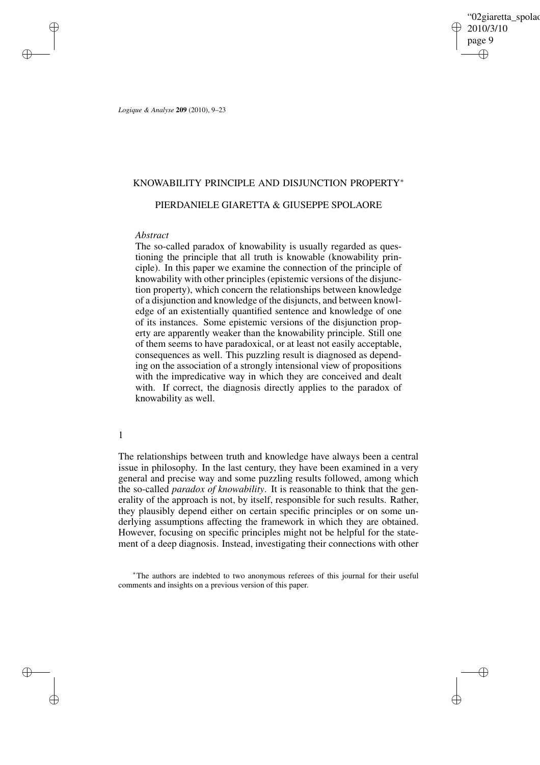# KNOWABILITY PRINCIPLE AND DISJUNCTION PROPERTY*

## PIERDANIELE GIARETTA & GIUSEPPE SPOLAORE

### *Abstract*

The so-called paradox of knowability is usually regarded as questioning the principle that all truth is knowable (knowability principle). In this paper we examine the connection of the principle of knowability with other principles (epistemic versions of the disjunction property), which concern the relationships between knowledge of a disjunction and knowledge of the disjuncts, and between knowledge of an existentially quantified sentence and knowledge of one of its instances. Some epistemic versions of the disjunction property are apparently weaker than the knowability principle. Still one of them seems to have paradoxical, or at least not easily acceptable, consequences as well. This puzzling result is diagnosed as depending on the association of a strongly intensional view of propositions with the impredicative way in which they are conceived and dealt with. If correct, the diagnosis directly applies to the paradox of knowability as well.

## 1

The relationships between truth and knowledge have always been a central issue in philosophy. In the last century, they have been examined in a very general and precise way and some puzzling results followed, among which the so-called *paradox of knowability*. It is reasonable to think that the generality of the approach is not, by itself, responsible for such results. Rather, they plausibly depend either on certain specific principles or on some underlying assumptions affecting the framework in which they are obtained. However, focusing on specific principles might not be helpful for the statement of a deep diagnosis. Instead, investigating their connections with other

*The authors are indebted to two anonymous referees of this journal for their useful comments and insights on a previous version of this paper.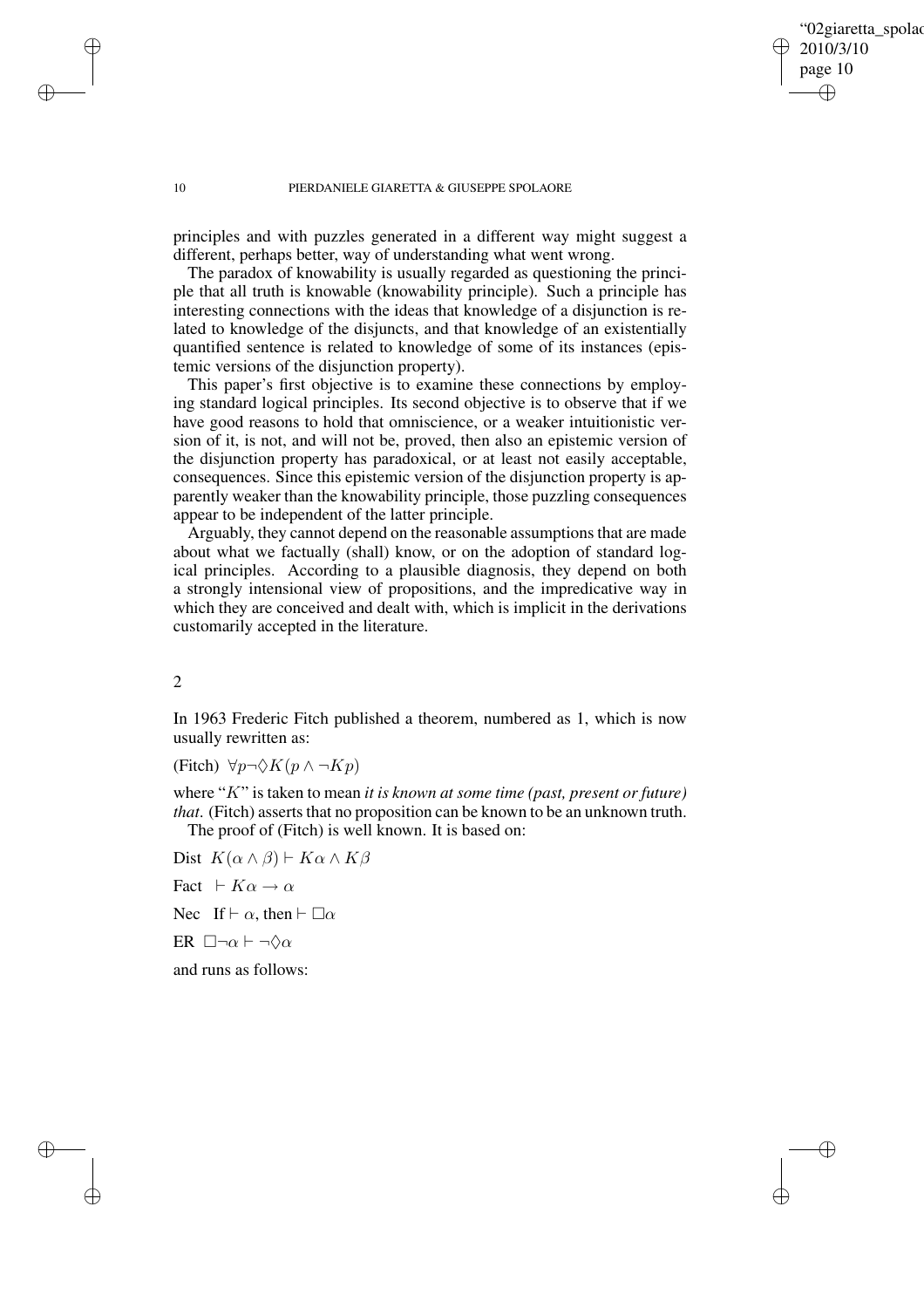principles and with puzzles generated in a different way might suggest a different, perhaps better, way of understanding what went wrong.

The paradox of knowability is usually regarded as questioning the principle that all truth is knowable (knowability principle). Such a principle has interesting connections with the ideas that knowledge of a disjunction is related to knowledge of the disjuncts, and that knowledge of an existentially quantified sentence is related to knowledge of some of its instances (epistemic versions of the disjunction property).

This paper's first objective is to examine these connections by employing standard logical principles. Its second objective is to observe that if we have good reasons to hold that omniscience, or a weaker intuitionistic version of it, is not, and will not be, proved, then also an epistemic version of the disjunction property has paradoxical, or at least not easily acceptable, consequences. Since this epistemic version of the disjunction property is apparently weaker than the knowability principle, those puzzling consequences appear to be independent of the latter principle.

Arguably, they cannot depend on the reasonable assumptions that are made about what we factually (shall) know, or on the adoption of standard logical principles. According to a plausible diagnosis, they depend on both a strongly intensional view of propositions, and the impredicative way in which they are conceived and dealt with, which is implicit in the derivations customarily accepted in the literature.

## 2

In 1963 Frederic Fitch published a theorem, numbered as 1, which is now usually rewritten as:

(Fitch) $\forall p \neg \Diamond K(p \wedge \neg Kp)$

where "$K$" is taken to mean *it is known at some time (past, present or future) that*. (Fitch) asserts that no proposition can be known to be an unknown truth.

The proof of (Fitch) is well known. It is based on:

Dist $K(\alpha \wedge \beta) \vdash K\alpha \wedge K\beta$

Fact $\vdash K\alpha \rightarrow \alpha$

Nec If $\vdash \alpha$, then $\vdash \Box\alpha$

ER $\Box\neg\alpha \vdash \neg\Diamond\alpha$

and runs as follows: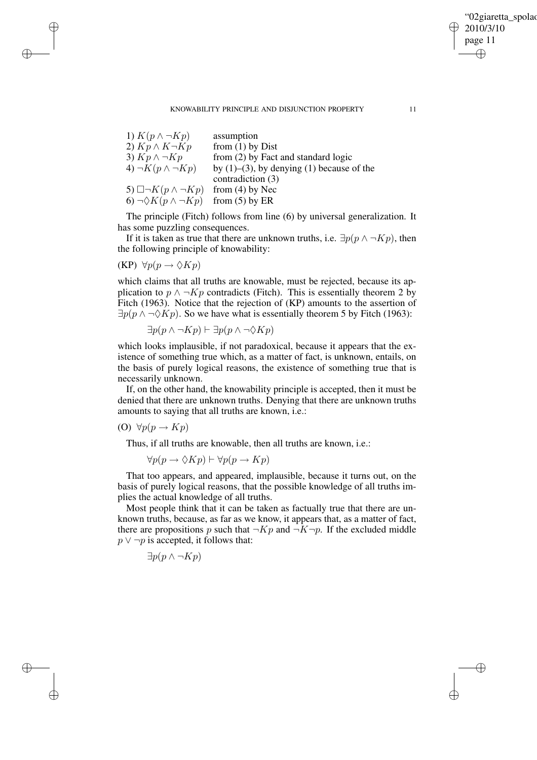| | |
|---|---|
| 1) $K(p \wedge \neg Kp)$ | assumption |
| 2) $Kp \wedge K\neg Kp$ | from (1) by Dist |
| 3) $Kp \wedge \neg Kp$ | from (2) by Fact and standard logic |
| 4) $\neg K(p \wedge \neg Kp)$ | by (1)–(3), by denying (1) because of the contradiction (3) |
| 5) $\Box\neg K(p \wedge \neg Kp)$ | from (4) by Nec |
| 6) $\neg\Diamond K(p \wedge \neg Kp)$ | from (5) by ER |

The principle (Fitch) follows from line (6) by universal generalization. It has some puzzling consequences.

If it is taken as true that there are unknown truths, i.e. $\exists p(p \wedge \neg Kp)$, then the following principle of knowability:

(KP) $\forall p(p \rightarrow \Diamond Kp)$

which claims that all truths are knowable, must be rejected, because its application to $p \wedge \neg Kp$ contradicts (Fitch). This is essentially theorem 2 by Fitch (1963). Notice that the rejection of (KP) amounts to the assertion of $\exists p(p \wedge \neg\Diamond Kp)$. So we have what is essentially theorem 5 by Fitch (1963):

$$\exists p(p \wedge \neg Kp) \vdash \exists p(p \wedge \neg\Diamond Kp)$$

which looks implausible, if not paradoxical, because it appears that the existence of something true which, as a matter of fact, is unknown, entails, on the basis of purely logical reasons, the existence of something true that is necessarily unknown.

If, on the other hand, the knowability principle is accepted, then it must be denied that there are unknown truths. Denying that there are unknown truths amounts to saying that all truths are known, i.e.:

(O) $\forall p(p \rightarrow Kp)$

Thus, if all truths are knowable, then all truths are known, i.e.:

$$\forall p(p \rightarrow \Diamond Kp) \vdash \forall p(p \rightarrow Kp)$$

That too appears, and appeared, implausible, because it turns out, on the basis of purely logical reasons, that the possible knowledge of all truths implies the actual knowledge of all truths.

Most people think that it can be taken as factually true that there are unknown truths, because, as far as we know, it appears that, as a matter of fact, there are propositions $p$ such that $\neg Kp$ and $\neg K\neg p$. If the excluded middle $p \vee \neg p$ is accepted, it follows that:

$$\exists p(p \wedge \neg Kp)$$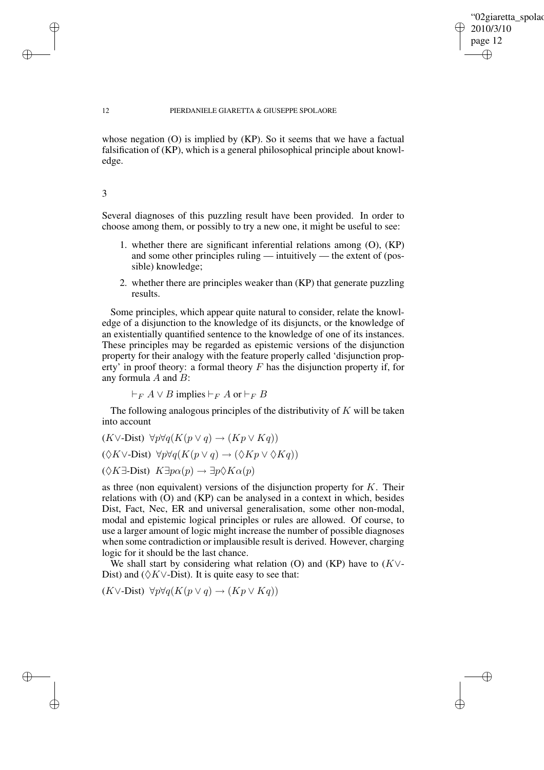whose negation (O) is implied by (KP). So it seems that we have a factual falsification of (KP), which is a general philosophical principle about knowledge.

## 3

Several diagnoses of this puzzling result have been provided. In order to choose among them, or possibly to try a new one, it might be useful to see:

1. whether there are significant inferential relations among (O), (KP) and some other principles ruling — intuitively — the extent of (possible) knowledge;
2. whether there are principles weaker than (KP) that generate puzzling results.

Some principles, which appear quite natural to consider, relate the knowledge of a disjunction to the knowledge of its disjuncts, or the knowledge of an existentially quantified sentence to the knowledge of one of its instances. These principles may be regarded as epistemic versions of the disjunction property for their analogy with the feature properly called 'disjunction property' in proof theory: a formal theory $F$ has the disjunction property if, for any formula $A$ and $B$:

$\vdash_F A \vee B$ implies $\vdash_F A$ or $\vdash_F B$

The following analogous principles of the distributivity of $K$ will be taken into account

($K\vee$-Dist) $\forall p \forall q (K(p \vee q) \rightarrow (Kp \vee Kq))$

($\Diamond K\vee$-Dist) $\forall p \forall q (K(p \vee q) \rightarrow (\Diamond Kp \vee \Diamond Kq))$

($\Diamond K\exists$-Dist) $K \exists p \alpha(p) \rightarrow \exists p \Diamond K \alpha(p)$

as three (non equivalent) versions of the disjunction property for $K$. Their relations with (O) and (KP) can be analysed in a context in which, besides Dist, Fact, Nec, ER and universal generalisation, some other non-modal, modal and epistemic logical principles or rules are allowed. Of course, to use a larger amount of logic might increase the number of possible diagnoses when some contradiction or implausible result is derived. However, charging logic for it should be the last chance.

We shall start by considering what relation (O) and (KP) have to ($K\vee$-Dist) and ($\Diamond K\vee$-Dist). It is quite easy to see that:

($K\vee$-Dist) $\forall p \forall q (K(p \vee q) \rightarrow (Kp \vee Kq))$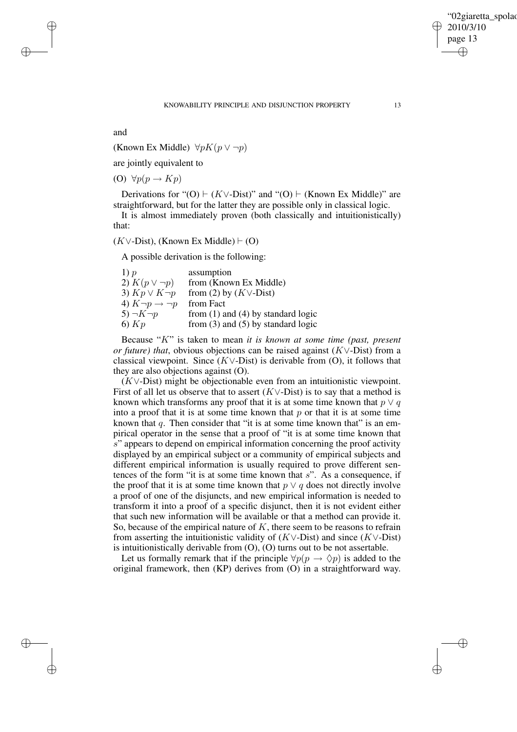and

(Known Ex Middle) $\forall p K(p \vee \neg p)$

are jointly equivalent to

(O) $\forall p(p \rightarrow Kp)$

Derivations for "(O) $\vdash$ ($K\vee$-Dist)" and "(O) $\vdash$ (Known Ex Middle)" are straightforward, but for the latter they are possible only in classical logic.

It is almost immediately proven (both classically and intuitionistically) that:

($K\vee$-Dist), (Known Ex Middle) $\vdash$ (O)

A possible derivation is the following:

| | |
|---|---|
| 1) $p$ | assumption |
| 2) $K(p \vee \neg p)$ | from (Known Ex Middle) |
| 3) $Kp \vee K\neg p$ | from (2) by ($K\vee$-Dist) |
| 4) $K\neg p \rightarrow \neg p$ | from Fact |
| 5) $\neg K\neg p$ | from (1) and (4) by standard logic |
| 6) $Kp$ | from (3) and (5) by standard logic |

Because "$K$" is taken to mean *it is known at some time (past, present or future) that*, obvious objections can be raised against ($K\vee$-Dist) from a classical viewpoint. Since ($K\vee$-Dist) is derivable from (O), it follows that they are also objections against (O).

($K\vee$-Dist) might be objectionable even from an intuitionistic viewpoint. First of all let us observe that to assert ($K\vee$-Dist) is to say that a method is known which transforms any proof that it is at some time known that $p \vee q$ into a proof that it is at some time known that $p$ or that it is at some time known that $q$. Then consider that "it is at some time known that" is an empirical operator in the sense that a proof of "it is at some time known that $s$" appears to depend on empirical information concerning the proof activity displayed by an empirical subject or a community of empirical subjects and different empirical information is usually required to prove different sentences of the form "it is at some time known that $s$". As a consequence, if the proof that it is at some time known that $p \vee q$ does not directly involve a proof of one of the disjuncts, and new empirical information is needed to transform it into a proof of a specific disjunct, then it is not evident either that such new information will be available or that a method can provide it. So, because of the empirical nature of $K$, there seem to be reasons to refrain from asserting the intuitionistic validity of ($K\vee$-Dist) and since ($K\vee$-Dist) is intuitionistically derivable from (O), (O) turns out to be not assertable.

Let us formally remark that if the principle $\forall p(p \rightarrow \Diamond p)$ is added to the original framework, then (KP) derives from (O) in a straightforward way.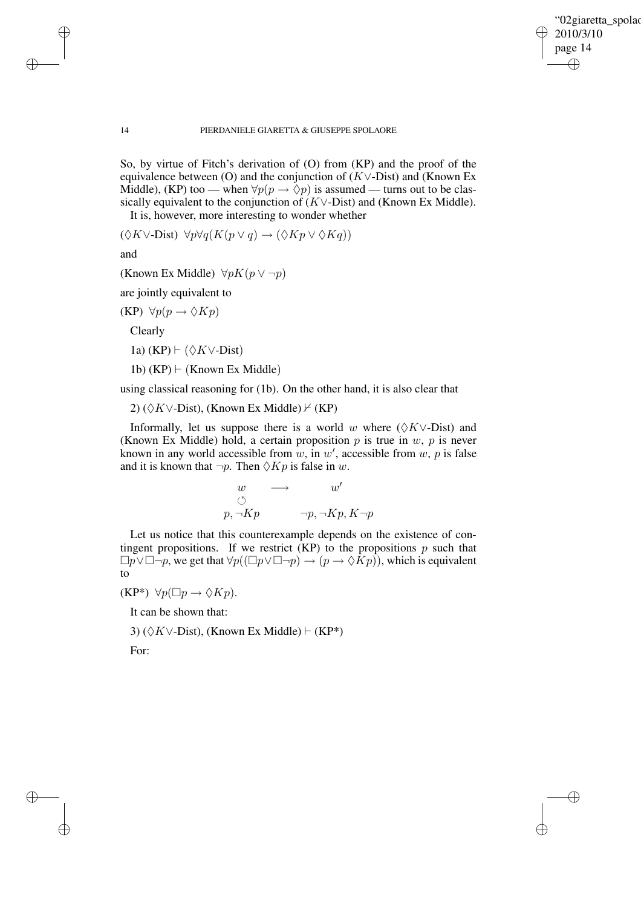So, by virtue of Fitch's derivation of (O) from (KP) and the proof of the equivalence between (O) and the conjunction of ($K\vee$-Dist) and (Known Ex Middle), (KP) too — when $\forall p(p \rightarrow \Diamond p)$ is assumed — turns out to be classically equivalent to the conjunction of ($K\vee$-Dist) and (Known Ex Middle).

It is, however, more interesting to wonder whether

($\Diamond K\vee$-Dist) $\forall p \forall q(K(p \vee q) \rightarrow (\Diamond Kp \vee \Diamond Kq))$

and

(Known Ex Middle) $\forall p K(p \vee \neg p)$

are jointly equivalent to

(KP) $\forall p(p \rightarrow \Diamond Kp)$

Clearly

1a) (KP) $\vdash$ ($\Diamond K\vee$-Dist)

1b) (KP) $\vdash$ (Known Ex Middle)

using classical reasoning for (1b). On the other hand, it is also clear that

2) ($\Diamond K\vee$-Dist), (Known Ex Middle) $\nvdash$ (KP)

Informally, let us suppose there is a world $w$ where ($\Diamond K\vee$-Dist) and (Known Ex Middle) hold, a certain proposition $p$ is true in $w$, $p$ is never known in any world accessible from $w$, in $w'$, accessible from $w$, $p$ is false and it is known that $\neg p$. Then $\Diamond Kp$ is false in $w$.

$$\begin{array}{ccc} w & \longrightarrow & w' \\ \circlearrowleft & & \\ p, \neg Kp & & \neg p, \neg Kp, K\neg p \end{array}$$

Let us notice that this counterexample depends on the existence of contingent propositions. If we restrict (KP) to the propositions $p$ such that $\Box p \vee \Box \neg p$, we get that $\forall p((\Box p \vee \Box \neg p) \rightarrow (p \rightarrow \Diamond Kp))$, which is equivalent to

(KP*) $\forall p(\Box p \rightarrow \Diamond Kp)$.

It can be shown that:

3) ($\Diamond K\vee$-Dist), (Known Ex Middle) $\vdash$ (KP*)

For: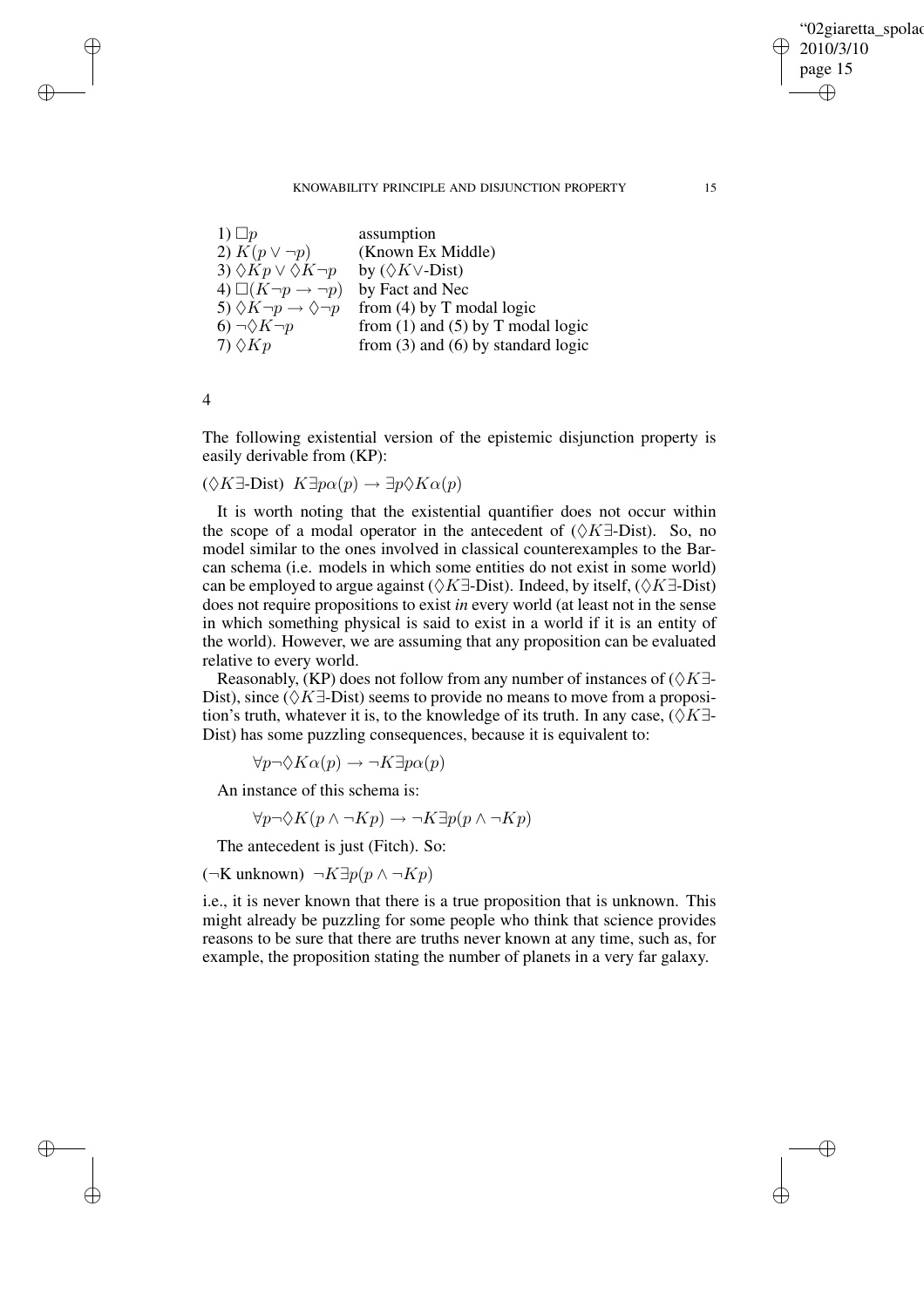| | |
|---|---|
| 1) $\Box p$ | assumption |
| 2) $K(p \vee \neg p)$ | (Known Ex Middle) |
| 3) $\Diamond Kp \vee \Diamond K\neg p$ | by ($\Diamond K\vee$-Dist) |
| 4) $\Box(K\neg p \rightarrow \neg p)$ | by Fact and Nec |
| 5) $\Diamond K\neg p \rightarrow \Diamond\neg p$ | from (4) by T modal logic |
| 6) $\neg\Diamond K\neg p$ | from (1) and (5) by T modal logic |
| 7) $\Diamond Kp$ | from (3) and (6) by standard logic |

## 4

The following existential version of the epistemic disjunction property is easily derivable from (KP):

($\Diamond K\exists$-Dist) $K\exists p\alpha(p) \rightarrow \exists p\Diamond K\alpha(p)$

It is worth noting that the existential quantifier does not occur within the scope of a modal operator in the antecedent of ($\Diamond K\exists$-Dist). So, no model similar to the ones involved in classical counterexamples to the Barcan schema (i.e. models in which some entities do not exist in some world) can be employed to argue against ($\Diamond K\exists$-Dist). Indeed, by itself, ($\Diamond K\exists$-Dist) does not require propositions to exist *in* every world (at least not in the sense in which something physical is said to exist in a world if it is an entity of the world). However, we are assuming that any proposition can be evaluated relative to every world.

Reasonably, (KP) does not follow from any number of instances of ($\Diamond K\exists$-Dist), since ($\Diamond K\exists$-Dist) seems to provide no means to move from a proposition's truth, whatever it is, to the knowledge of its truth. In any case, ($\Diamond K\exists$-Dist) has some puzzling consequences, because it is equivalent to:

$$\forall p\neg\Diamond K\alpha(p) \rightarrow \neg K\exists p\alpha(p)$$

An instance of this schema is:

$$\forall p\neg\Diamond K(p \wedge \neg Kp) \rightarrow \neg K\exists p(p \wedge \neg Kp)$$

The antecedent is just (Fitch). So:

($\neg$K unknown) $\neg K\exists p(p \wedge \neg Kp)$

i.e., it is never known that there is a true proposition that is unknown. This might already be puzzling for some people who think that science provides reasons to be sure that there are truths never known at any time, such as, for example, the proposition stating the number of planets in a very far galaxy.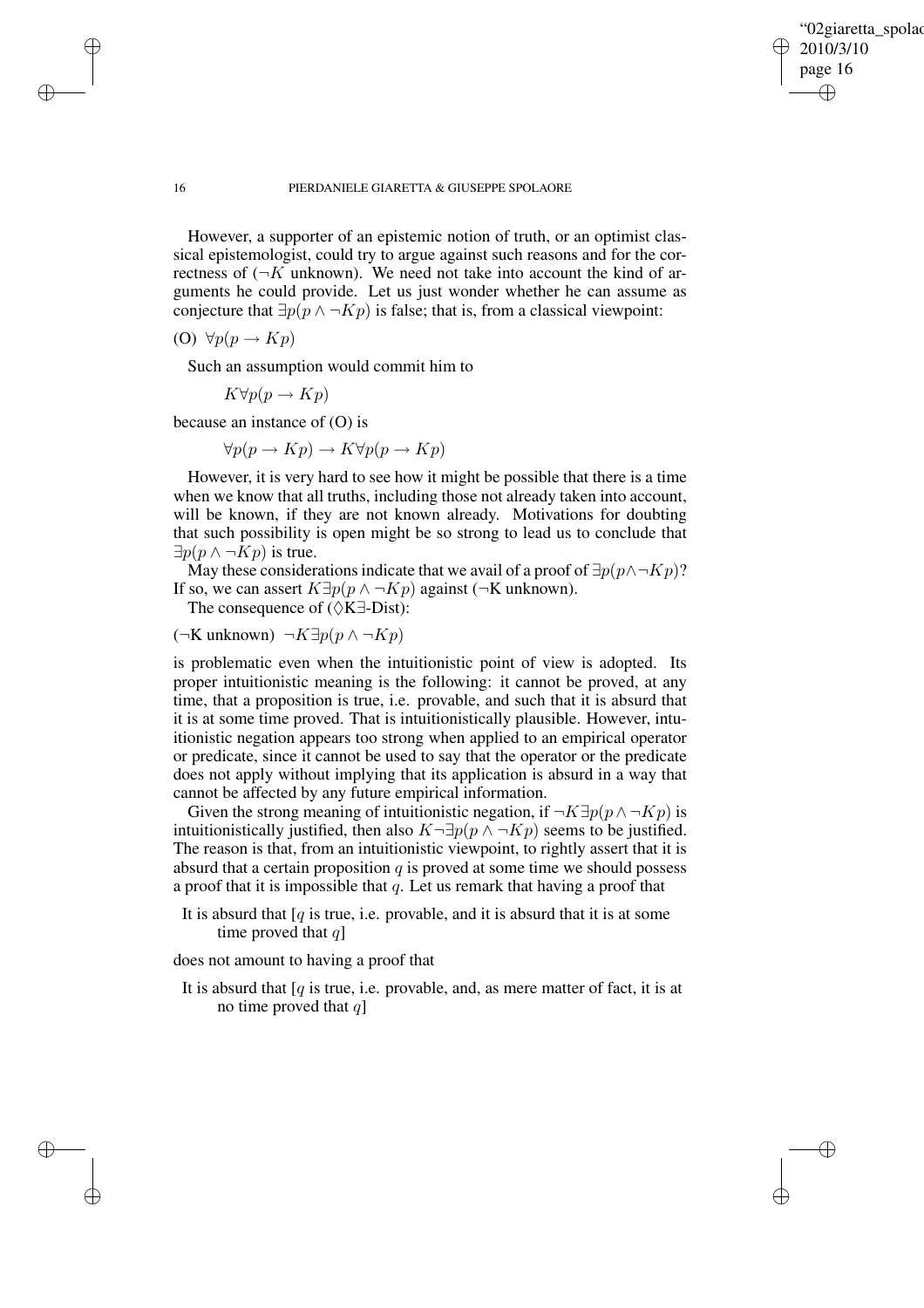However, a supporter of an epistemic notion of truth, or an optimist classical epistemologist, could try to argue against such reasons and for the correctness of ($\neg K$ unknown). We need not take into account the kind of arguments he could provide. Let us just wonder whether he can assume as conjecture that $\exists p(p \wedge \neg Kp)$ is false; that is, from a classical viewpoint:

(O) $\forall p(p \rightarrow Kp)$

Such an assumption would commit him to

$$K\forall p(p \rightarrow Kp)$$

because an instance of (O) is

$$\forall p(p \rightarrow Kp) \rightarrow K\forall p(p \rightarrow Kp)$$

However, it is very hard to see how it might be possible that there is a time when we know that all truths, including those not already taken into account, will be known, if they are not known already. Motivations for doubting that such possibility is open might be so strong to lead us to conclude that $\exists p(p \wedge \neg Kp)$ is true.

May these considerations indicate that we avail of a proof of $\exists p(p \wedge \neg Kp)$? If so, we can assert $K\exists p(p \wedge \neg Kp)$ against ($\neg$K unknown).

The consequence of ($\Diamond$K$\exists$-Dist):

($\neg$K unknown) $\neg K\exists p(p \wedge \neg Kp)$

is problematic even when the intuitionistic point of view is adopted. Its proper intuitionistic meaning is the following: it cannot be proved, at any time, that a proposition is true, i.e. provable, and such that it is absurd that it is at some time proved. That is intuitionistically plausible. However, intuitionistic negation appears too strong when applied to an empirical operator or predicate, since it cannot be used to say that the operator or the predicate does not apply without implying that its application is absurd in a way that cannot be affected by any future empirical information.

Given the strong meaning of intuitionistic negation, if $\neg K\exists p(p \wedge \neg Kp)$ is intuitionistically justified, then also $K\neg\exists p(p \wedge \neg Kp)$ seems to be justified. The reason is that, from an intuitionistic viewpoint, to rightly assert that it is absurd that a certain proposition $q$ is proved at some time we should possess a proof that it is impossible that $q$. Let us remark that having a proof that

It is absurd that [$q$ is true, i.e. provable, and it is absurd that it is at some time proved that $q$]

does not amount to having a proof that

It is absurd that [$q$ is true, i.e. provable, and, as mere matter of fact, it is at no time proved that $q$]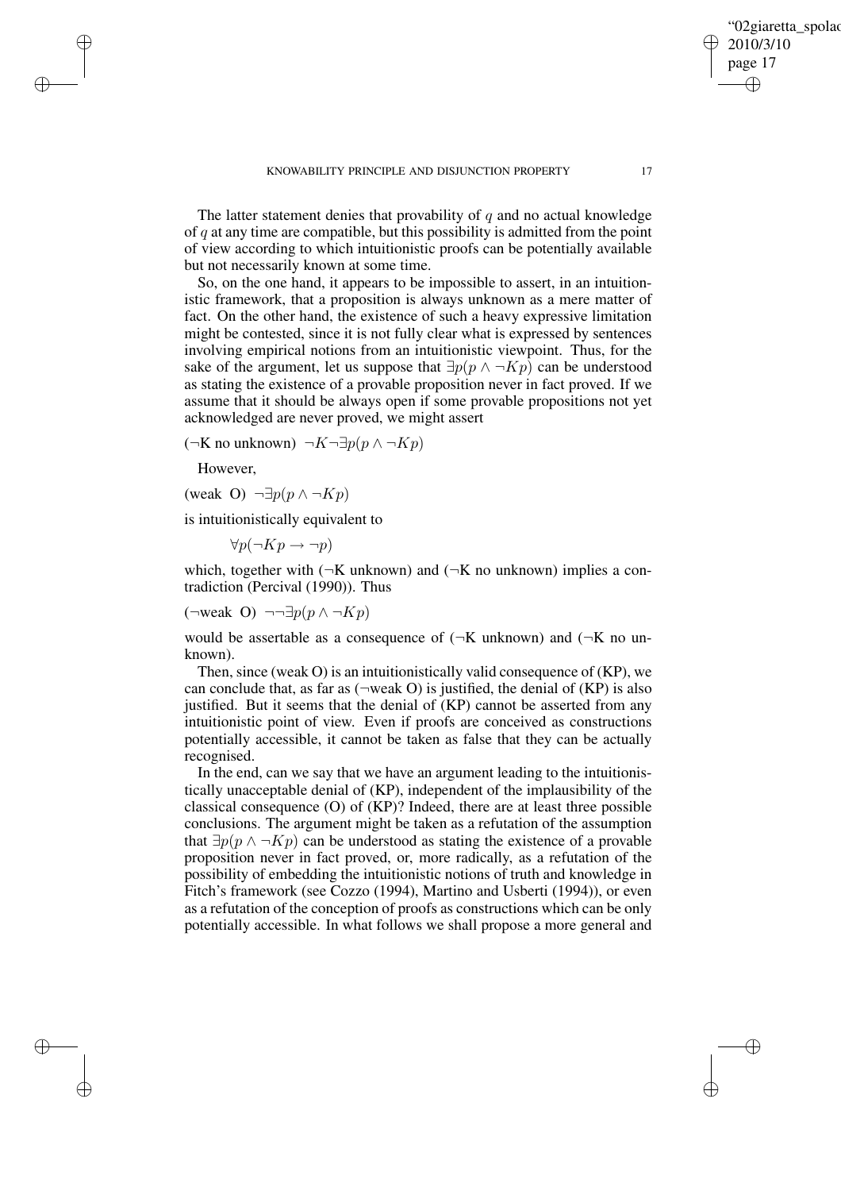The latter statement denies that provability of $q$ and no actual knowledge of $q$ at any time are compatible, but this possibility is admitted from the point of view according to which intuitionistic proofs can be potentially available but not necessarily known at some time.

So, on the one hand, it appears to be impossible to assert, in an intuitionistic framework, that a proposition is always unknown as a mere matter of fact. On the other hand, the existence of such a heavy expressive limitation might be contested, since it is not fully clear what is expressed by sentences involving empirical notions from an intuitionistic viewpoint. Thus, for the sake of the argument, let us suppose that $\exists p(p \wedge \neg Kp)$ can be understood as stating the existence of a provable proposition never in fact proved. If we assume that it should be always open if some provable propositions not yet acknowledged are never proved, we might assert

($\neg$K no unknown) $\neg K \neg \exists p(p \wedge \neg Kp)$

However,

(weak O) $\neg \exists p(p \wedge \neg Kp)$

is intuitionistically equivalent to

$$\forall p(\neg Kp \rightarrow \neg p)$$

which, together with ($\neg$K unknown) and ($\neg$K no unknown) implies a contradiction (Percival (1990)). Thus

($\neg$weak O) $\neg\neg \exists p(p \wedge \neg Kp)$

would be assertable as a consequence of ($\neg$K unknown) and ($\neg$K no unknown).

Then, since (weak O) is an intuitionistically valid consequence of (KP), we can conclude that, as far as ($\neg$weak O) is justified, the denial of (KP) is also justified. But it seems that the denial of (KP) cannot be asserted from any intuitionistic point of view. Even if proofs are conceived as constructions potentially accessible, it cannot be taken as false that they can be actually recognised.

In the end, can we say that we have an argument leading to the intuitionistically unacceptable denial of (KP), independent of the implausibility of the classical consequence (O) of (KP)? Indeed, there are at least three possible conclusions. The argument might be taken as a refutation of the assumption that $\exists p(p \wedge \neg Kp)$ can be understood as stating the existence of a provable proposition never in fact proved, or, more radically, as a refutation of the possibility of embedding the intuitionistic notions of truth and knowledge in Fitch's framework (see Cozzo (1994), Martino and Usberti (1994)), or even as a refutation of the conception of proofs as constructions which can be only potentially accessible. In what follows we shall propose a more general and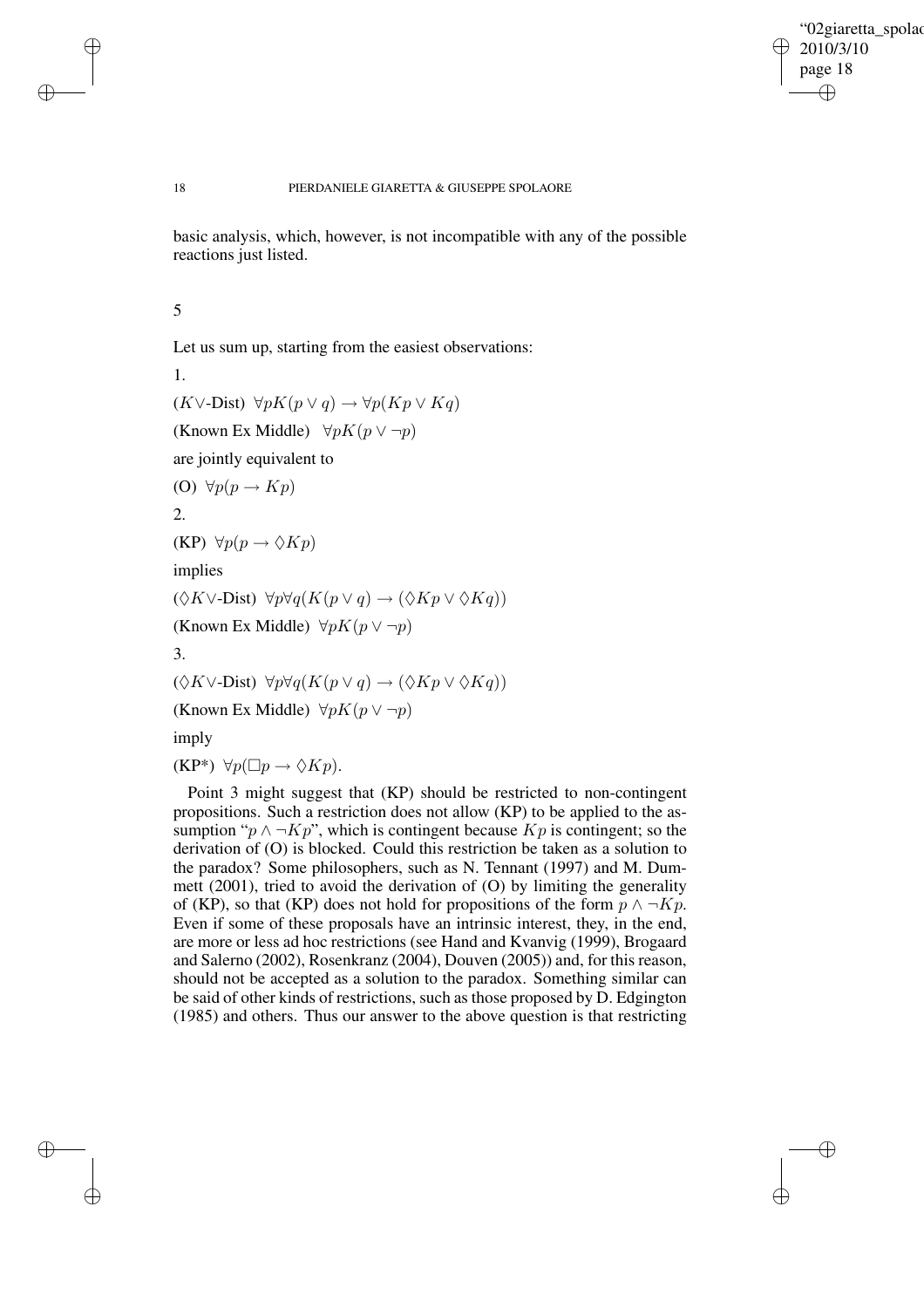basic analysis, which, however, is not incompatible with any of the possible reactions just listed.

## 5

Let us sum up, starting from the easiest observations:

1.

($K\vee$-Dist) $\forall p K(p \vee q) \rightarrow \forall p(Kp \vee Kq)$

(Known Ex Middle) $\forall p K(p \vee \neg p)$

are jointly equivalent to

(O) $\forall p(p \rightarrow Kp)$

2.

(KP) $\forall p(p \rightarrow \Diamond Kp)$

implies

($\Diamond K\vee$-Dist) $\forall p \forall q(K(p \vee q) \rightarrow (\Diamond Kp \vee \Diamond Kq))$

(Known Ex Middle) $\forall p K(p \vee \neg p)$

3.

($\Diamond K\vee$-Dist) $\forall p \forall q(K(p \vee q) \rightarrow (\Diamond Kp \vee \Diamond Kq))$

(Known Ex Middle) $\forall p K(p \vee \neg p)$

imply

(KP*) $\forall p(\Box p \rightarrow \Diamond Kp)$.

Point 3 might suggest that (KP) should be restricted to non-contingent propositions. Such a restriction does not allow (KP) to be applied to the assumption "$p \wedge \neg Kp$", which is contingent because $Kp$ is contingent; so the derivation of (O) is blocked. Could this restriction be taken as a solution to the paradox? Some philosophers, such as N. Tennant (1997) and M. Dummett (2001), tried to avoid the derivation of (O) by limiting the generality of (KP), so that (KP) does not hold for propositions of the form $p \wedge \neg Kp$. Even if some of these proposals have an intrinsic interest, they, in the end, are more or less ad hoc restrictions (see Hand and Kvanvig (1999), Brogaard and Salerno (2002), Rosenkranz (2004), Douven (2005)) and, for this reason, should not be accepted as a solution to the paradox. Something similar can be said of other kinds of restrictions, such as those proposed by D. Edgington (1985) and others. Thus our answer to the above question is that restricting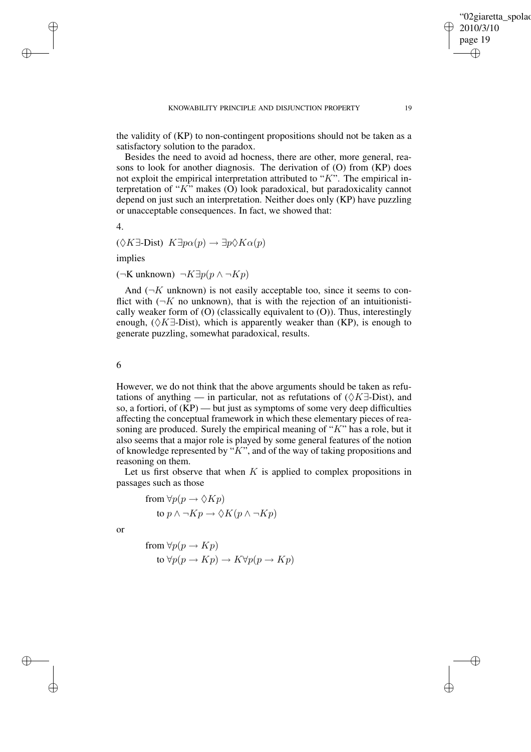the validity of (KP) to non-contingent propositions should not be taken as a satisfactory solution to the paradox.

Besides the need to avoid ad hocness, there are other, more general, reasons to look for another diagnosis. The derivation of (O) from (KP) does not exploit the empirical interpretation attributed to "$K$". The empirical interpretation of "$K$" makes (O) look paradoxical, but paradoxicality cannot depend on just such an interpretation. Neither does only (KP) have puzzling or unacceptable consequences. In fact, we showed that:

4.

($\Diamond K\exists$-Dist) $K\exists p\alpha(p) \rightarrow \exists p\Diamond K\alpha(p)$

implies

($\neg$K unknown) $\neg K\exists p(p \wedge \neg Kp)$

And ($\neg K$ unknown) is not easily acceptable too, since it seems to conflict with ($\neg K$ no unknown), that is with the rejection of an intuitionistically weaker form of (O) (classically equivalent to (O)). Thus, interestingly enough, ($\Diamond K\exists$-Dist), which is apparently weaker than (KP), is enough to generate puzzling, somewhat paradoxical, results.

## 6

However, we do not think that the above arguments should be taken as refutations of anything — in particular, not as refutations of ($\Diamond K\exists$-Dist), and so, a fortiori, of (KP) — but just as symptoms of some very deep difficulties affecting the conceptual framework in which these elementary pieces of reasoning are produced. Surely the empirical meaning of "$K$" has a role, but it also seems that a major role is played by some general features of the notion of knowledge represented by "$K$", and of the way of taking propositions and reasoning on them.

Let us first observe that when $K$ is applied to complex propositions in passages such as those

from $\forall p(p \rightarrow \Diamond Kp)$

to $p \wedge \neg Kp \rightarrow \Diamond K(p \wedge \neg Kp)$

or

from $\forall p(p \rightarrow Kp)$

to $\forall p(p \rightarrow Kp) \rightarrow K\forall p(p \rightarrow Kp)$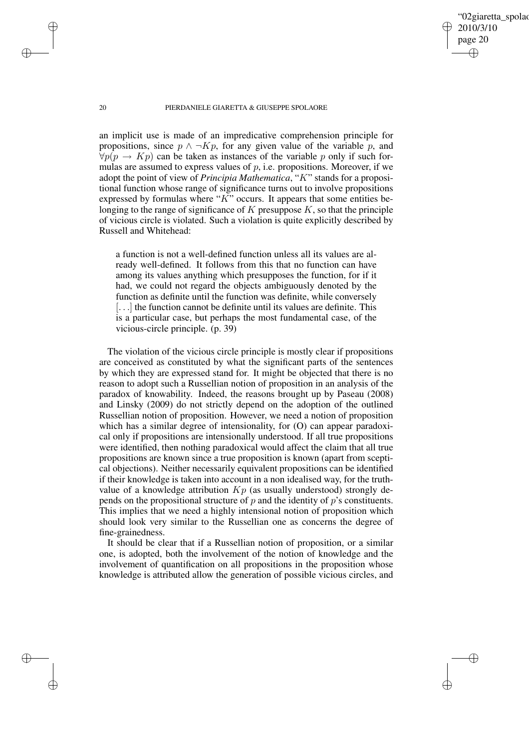an implicit use is made of an impredicative comprehension principle for propositions, since $p \wedge \neg Kp$, for any given value of the variable $p$, and $\forall p(p \rightarrow Kp)$ can be taken as instances of the variable $p$ only if such formulas are assumed to express values of $p$, i.e. propositions. Moreover, if we adopt the point of view of *Principia Mathematica*, "$K$" stands for a propositional function whose range of significance turns out to involve propositions expressed by formulas where "$K$" occurs. It appears that some entities belonging to the range of significance of $K$ presuppose $K$, so that the principle of vicious circle is violated. Such a violation is quite explicitly described by Russell and Whitehead:

> a function is not a well-defined function unless all its values are already well-defined. It follows from this that no function can have among its values anything which presupposes the function, for if it had, we could not regard the objects ambiguously denoted by the function as definite until the function was definite, while conversely [...] the function cannot be definite until its values are definite. This is a particular case, but perhaps the most fundamental case, of the vicious-circle principle. (p. 39)

The violation of the vicious circle principle is mostly clear if propositions are conceived as constituted by what the significant parts of the sentences by which they are expressed stand for. It might be objected that there is no reason to adopt such a Russellian notion of proposition in an analysis of the paradox of knowability. Indeed, the reasons brought up by Paseau (2008) and Linsky (2009) do not strictly depend on the adoption of the outlined Russellian notion of proposition. However, we need a notion of proposition which has a similar degree of intensionality, for (O) can appear paradoxical only if propositions are intensionally understood. If all true propositions were identified, then nothing paradoxical would affect the claim that all true propositions are known since a true proposition is known (apart from sceptical objections). Neither necessarily equivalent propositions can be identified if their knowledge is taken into account in a non idealised way, for the truth-value of a knowledge attribution $Kp$ (as usually understood) strongly depends on the propositional structure of $p$ and the identity of $p$'s constituents. This implies that we need a highly intensional notion of proposition which should look very similar to the Russellian one as concerns the degree of fine-grainedness.

It should be clear that if a Russellian notion of proposition, or a similar one, is adopted, both the involvement of the notion of knowledge and the involvement of quantification on all propositions in the proposition whose knowledge is attributed allow the generation of possible vicious circles, and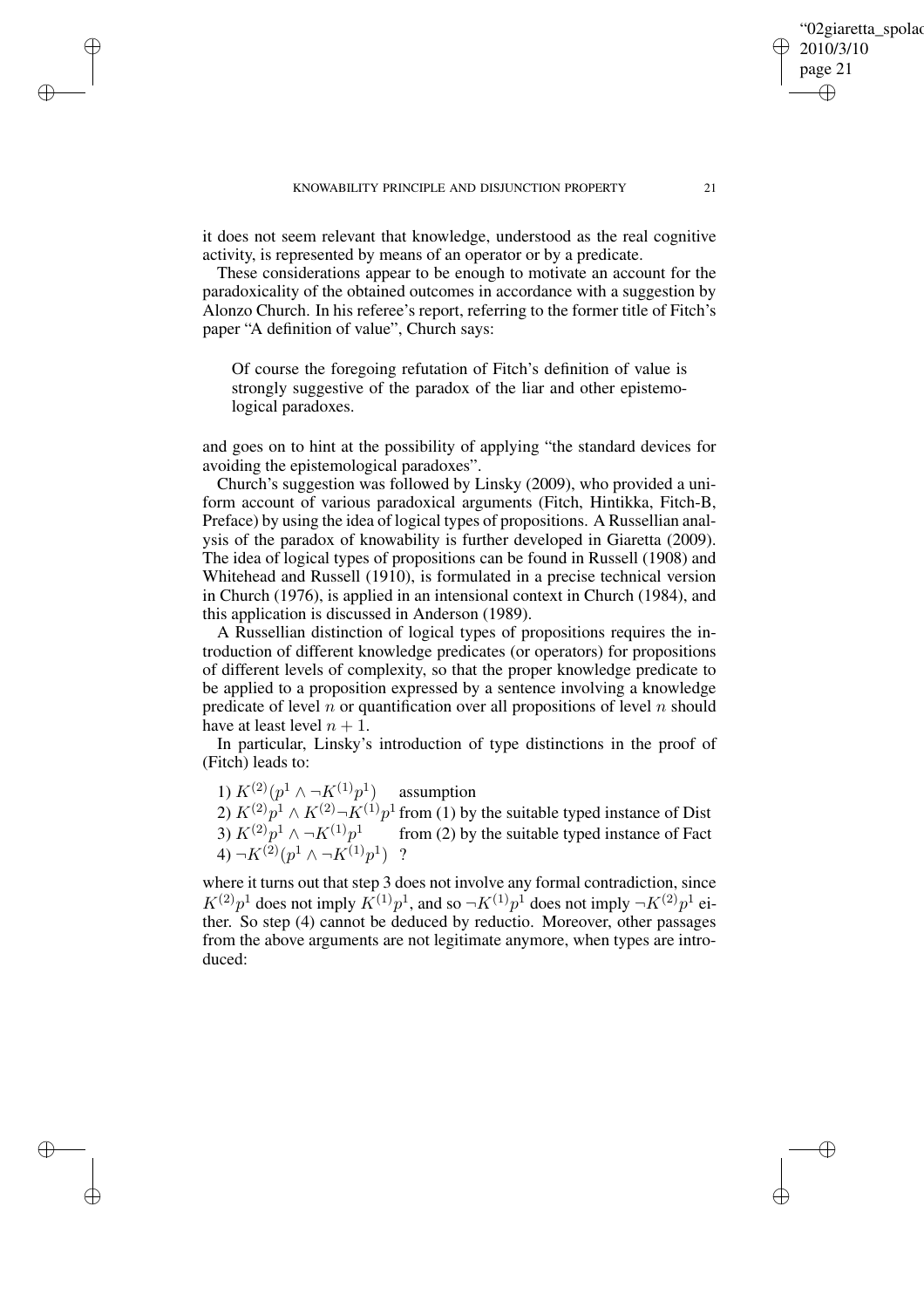it does not seem relevant that knowledge, understood as the real cognitive activity, is represented by means of an operator or by a predicate.

These considerations appear to be enough to motivate an account for the paradoxicality of the obtained outcomes in accordance with a suggestion by Alonzo Church. In his referee's report, referring to the former title of Fitch's paper "A definition of value", Church says:

> Of course the foregoing refutation of Fitch's definition of value is strongly suggestive of the paradox of the liar and other epistemological paradoxes.

and goes on to hint at the possibility of applying "the standard devices for avoiding the epistemological paradoxes".

Church's suggestion was followed by Linsky (2009), who provided a uniform account of various paradoxical arguments (Fitch, Hintikka, Fitch-B, Preface) by using the idea of logical types of propositions. A Russellian analysis of the paradox of knowability is further developed in Giaretta (2009). The idea of logical types of propositions can be found in Russell (1908) and Whitehead and Russell (1910), is formulated in a precise technical version in Church (1976), is applied in an intensional context in Church (1984), and this application is discussed in Anderson (1989).

A Russellian distinction of logical types of propositions requires the introduction of different knowledge predicates (or operators) for propositions of different levels of complexity, so that the proper knowledge predicate to be applied to a proposition expressed by a sentence involving a knowledge predicate of level $n$ or quantification over all propositions of level $n$ should have at least level $n+1$.

In particular, Linsky's introduction of type distinctions in the proof of (Fitch) leads to:

1) $K^{(2)}(p^1 \wedge \neg K^{(1)}p^1)$ assumption
2) $K^{(2)}p^1 \wedge K^{(2)}\neg K^{(1)}p^1$ from (1) by the suitable typed instance of Dist
3) $K^{(2)}p^1 \wedge \neg K^{(1)}p^1$ from (2) by the suitable typed instance of Fact
4) $\neg K^{(2)}(p^1 \wedge \neg K^{(1)}p^1)$ ?

where it turns out that step 3 does not involve any formal contradiction, since $K^{(2)}p^1$ does not imply $K^{(1)}p^1$, and so $\neg K^{(1)}p^1$ does not imply $\neg K^{(2)}p^1$ either. So step (4) cannot be deduced by reductio. Moreover, other passages from the above arguments are not legitimate anymore, when types are introduced: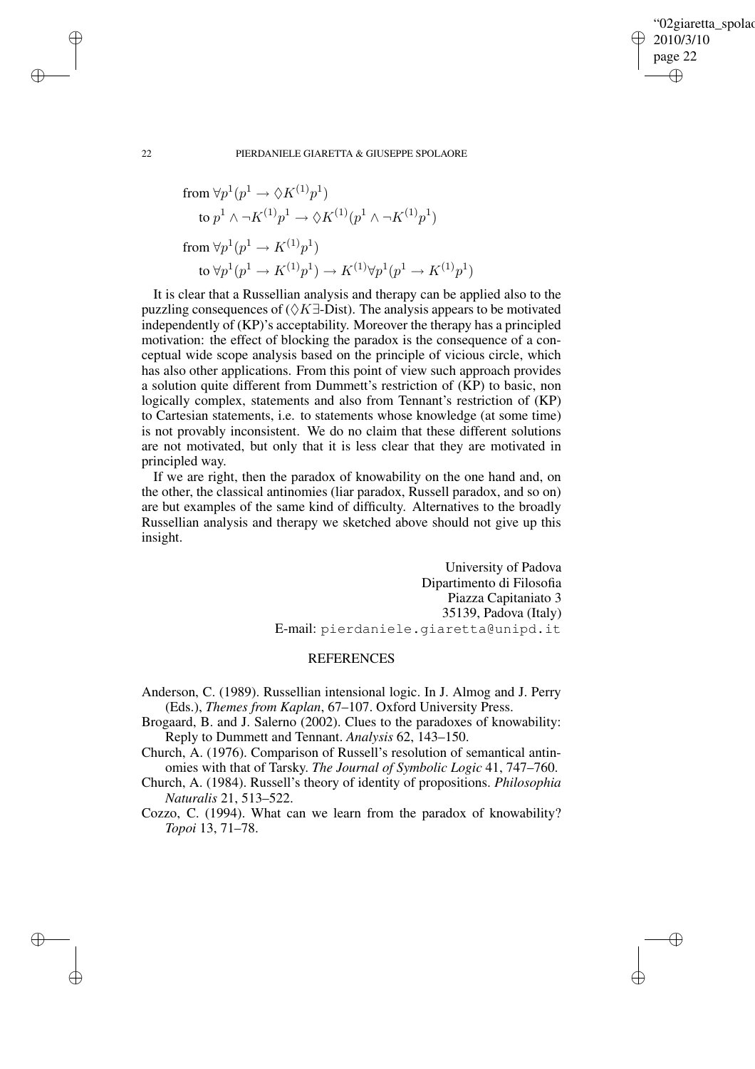from $\forall p^1(p^1 \rightarrow \Diamond K^{(1)}p^1)$

to $p^1 \wedge \neg K^{(1)}p^1 \rightarrow \Diamond K^{(1)}(p^1 \wedge \neg K^{(1)}p^1)$

from $\forall p^1(p^1 \rightarrow K^{(1)}p^1)$

to $\forall p^1(p^1 \rightarrow K^{(1)}p^1) \rightarrow K^{(1)}\forall p^1(p^1 \rightarrow K^{(1)}p^1)$

It is clear that a Russellian analysis and therapy can be applied also to the puzzling consequences of ($\Diamond K\exists$-Dist). The analysis appears to be motivated independently of (KP)'s acceptability. Moreover the therapy has a principled motivation: the effect of blocking the paradox is the consequence of a conceptual wide scope analysis based on the principle of vicious circle, which has also other applications. From this point of view such approach provides a solution quite different from Dummett's restriction of (KP) to basic, non logically complex, statements and also from Tennant's restriction of (KP) to Cartesian statements, i.e. to statements whose knowledge (at some time) is not provably inconsistent. We do no claim that these different solutions are not motivated, but only that it is less clear that they are motivated in principled way.

If we are right, then the paradox of knowability on the one hand and, on the other, the classical antinomies (liar paradox, Russell paradox, and so on) are but examples of the same kind of difficulty. Alternatives to the broadly Russellian analysis and therapy we sketched above should not give up this insight.

University of Padova
Dipartimento di Filosofia
Piazza Capitaniato 3
35139, Padova (Italy)
E-mail: pierdaniele.giaretta@unipd.it

## REFERENCES

Anderson, C. (1989). Russellian intensional logic. In J. Almog and J. Perry (Eds.), *Themes from Kaplan*, 67–107. Oxford University Press.

Brogaard, B. and J. Salerno (2002). Clues to the paradoxes of knowability: Reply to Dummett and Tennant. *Analysis* 62, 143–150.

Church, A. (1976). Comparison of Russell's resolution of semantical antinomies with that of Tarsky. *The Journal of Symbolic Logic* 41, 747–760.

Church, A. (1984). Russell's theory of identity of propositions. *Philosophia Naturalis* 21, 513–522.

Cozzo, C. (1994). What can we learn from the paradox of knowability? *Topoi* 13, 71–78.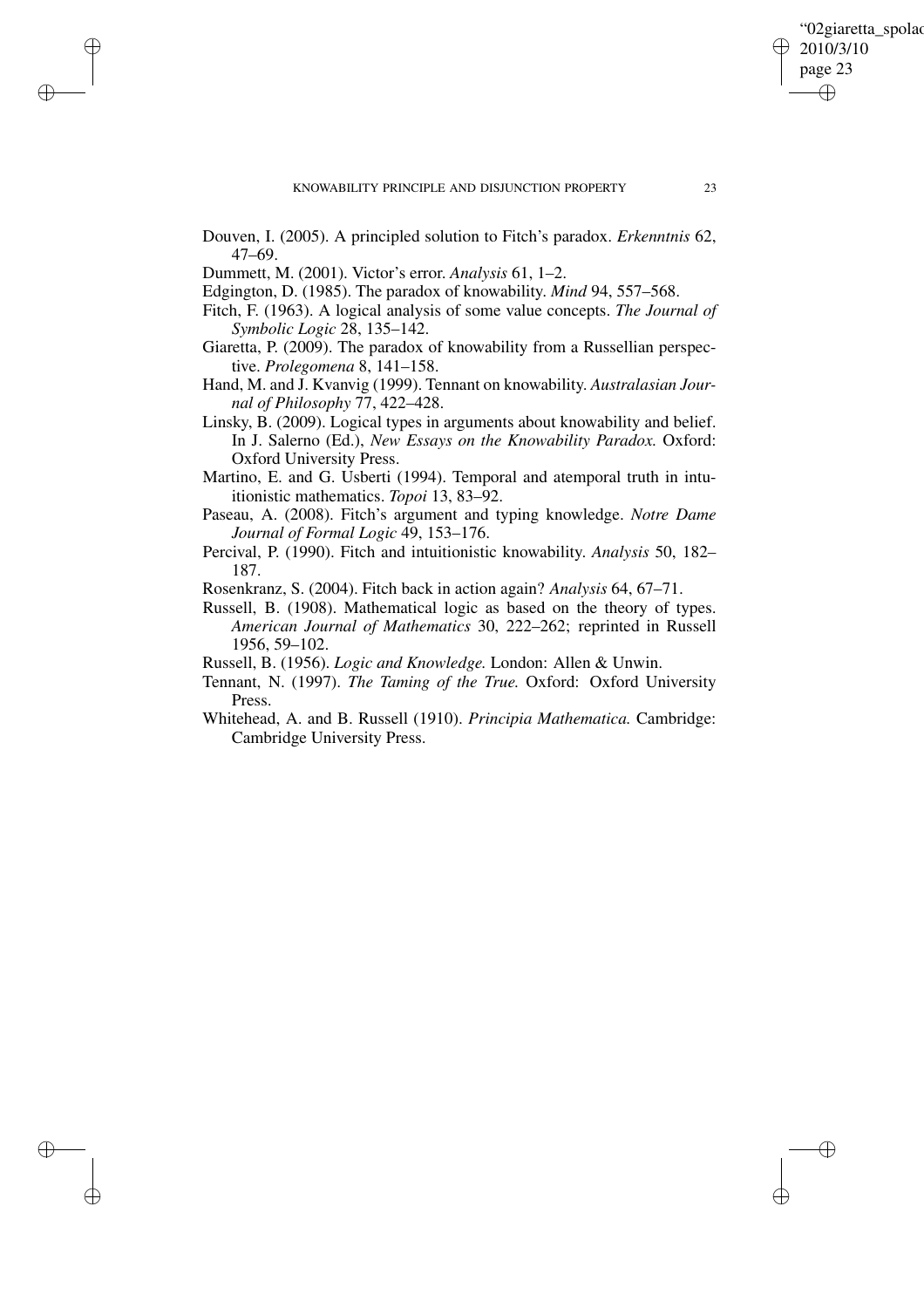Douven, I. (2005). A principled solution to Fitch's paradox. *Erkenntnis* 62, 47–69.

Dummett, M. (2001). Victor's error. *Analysis* 61, 1–2.

Edgington, D. (1985). The paradox of knowability. *Mind* 94, 557–568.

Fitch, F. (1963). A logical analysis of some value concepts. *The Journal of Symbolic Logic* 28, 135–142.

Giaretta, P. (2009). The paradox of knowability from a Russellian perspective. *Prolegomena* 8, 141–158.

Hand, M. and J. Kvanvig (1999). Tennant on knowability. *Australasian Journal of Philosophy* 77, 422–428.

Linsky, B. (2009). Logical types in arguments about knowability and belief. In J. Salerno (Ed.), *New Essays on the Knowability Paradox.* Oxford: Oxford University Press.

Martino, E. and G. Usberti (1994). Temporal and atemporal truth in intuitionistic mathematics. *Topoi* 13, 83–92.

Paseau, A. (2008). Fitch's argument and typing knowledge. *Notre Dame Journal of Formal Logic* 49, 153–176.

Percival, P. (1990). Fitch and intuitionistic knowability. *Analysis* 50, 182–187.

Rosenkranz, S. (2004). Fitch back in action again? *Analysis* 64, 67–71.

Russell, B. (1908). Mathematical logic as based on the theory of types. *American Journal of Mathematics* 30, 222–262; reprinted in Russell 1956, 59–102.

Russell, B. (1956). *Logic and Knowledge.* London: Allen & Unwin.

Tennant, N. (1997). *The Taming of the True.* Oxford: Oxford University Press.

Whitehead, A. and B. Russell (1910). *Principia Mathematica.* Cambridge: Cambridge University Press.